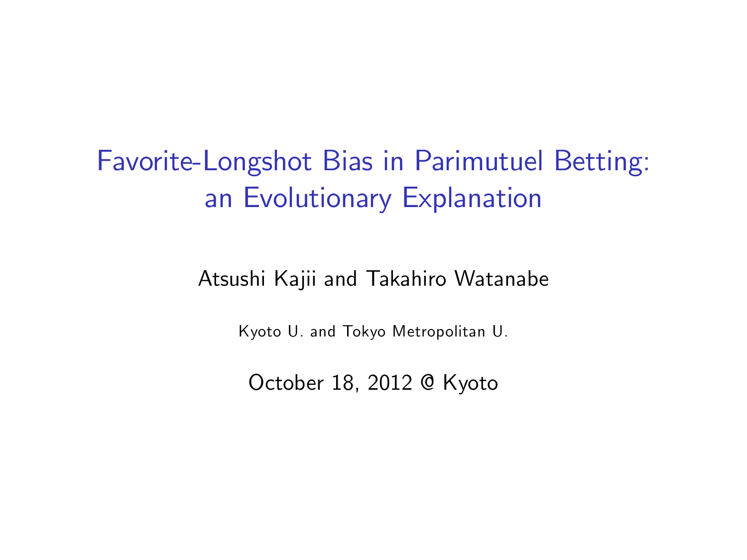# Favorite-Longshot Bias in Parimutuel Betting: an Evolutionary Explanation

Atsushi Kajii and Takahiro Watanabe

Kyoto U. and Tokyo Metropolitan U.

October 18, 2012 @ Kyoto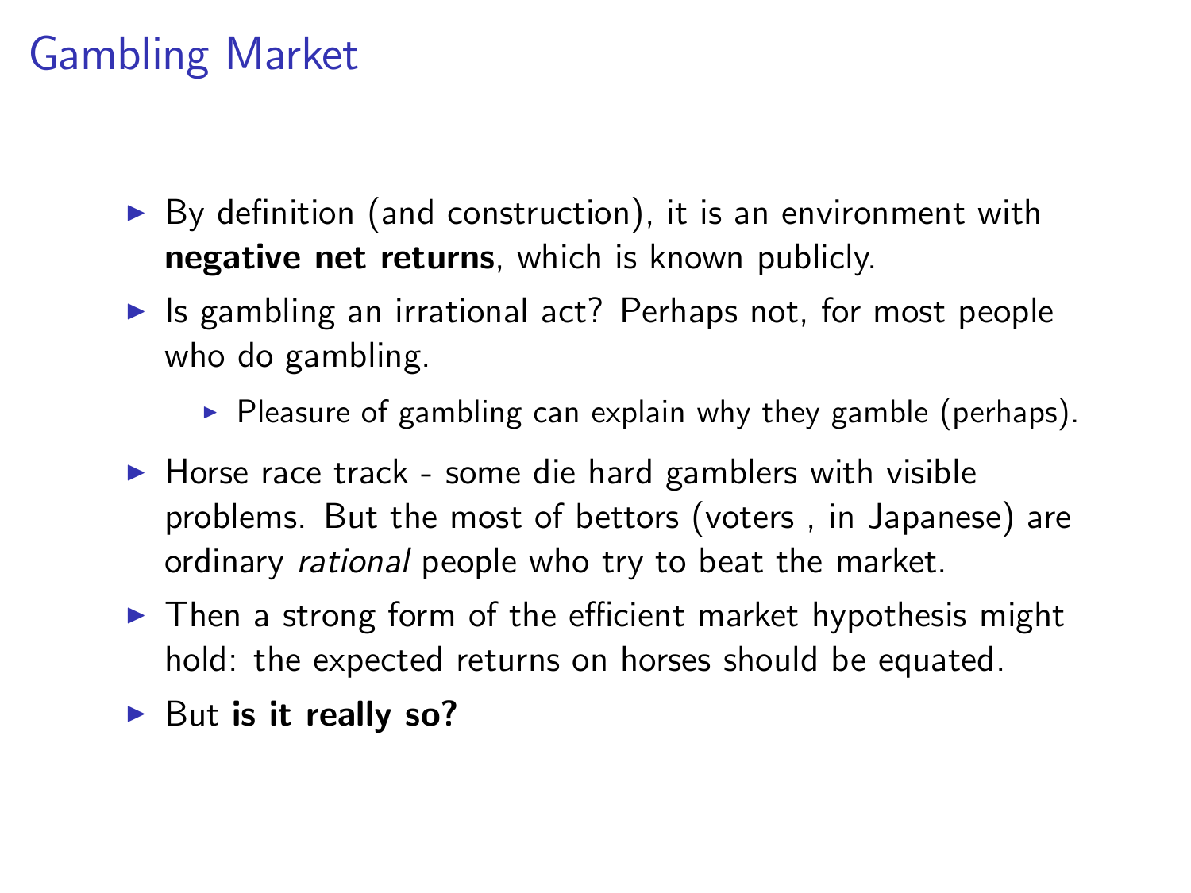# Gambling Market

- By definition (and construction), it is an environment with **negative net returns**, which is known publicly.
- Is gambling an irrational act? Perhaps not, for most people who do gambling.
  - Pleasure of gambling can explain why they gamble (perhaps).
- Horse race track - some die hard gamblers with visible problems. But the most of bettors (voters , in Japanese) are ordinary *rational* people who try to beat the market.
- Then a strong form of the efficient market hypothesis might hold: the expected returns on horses should be equated.
- But **is it really so?**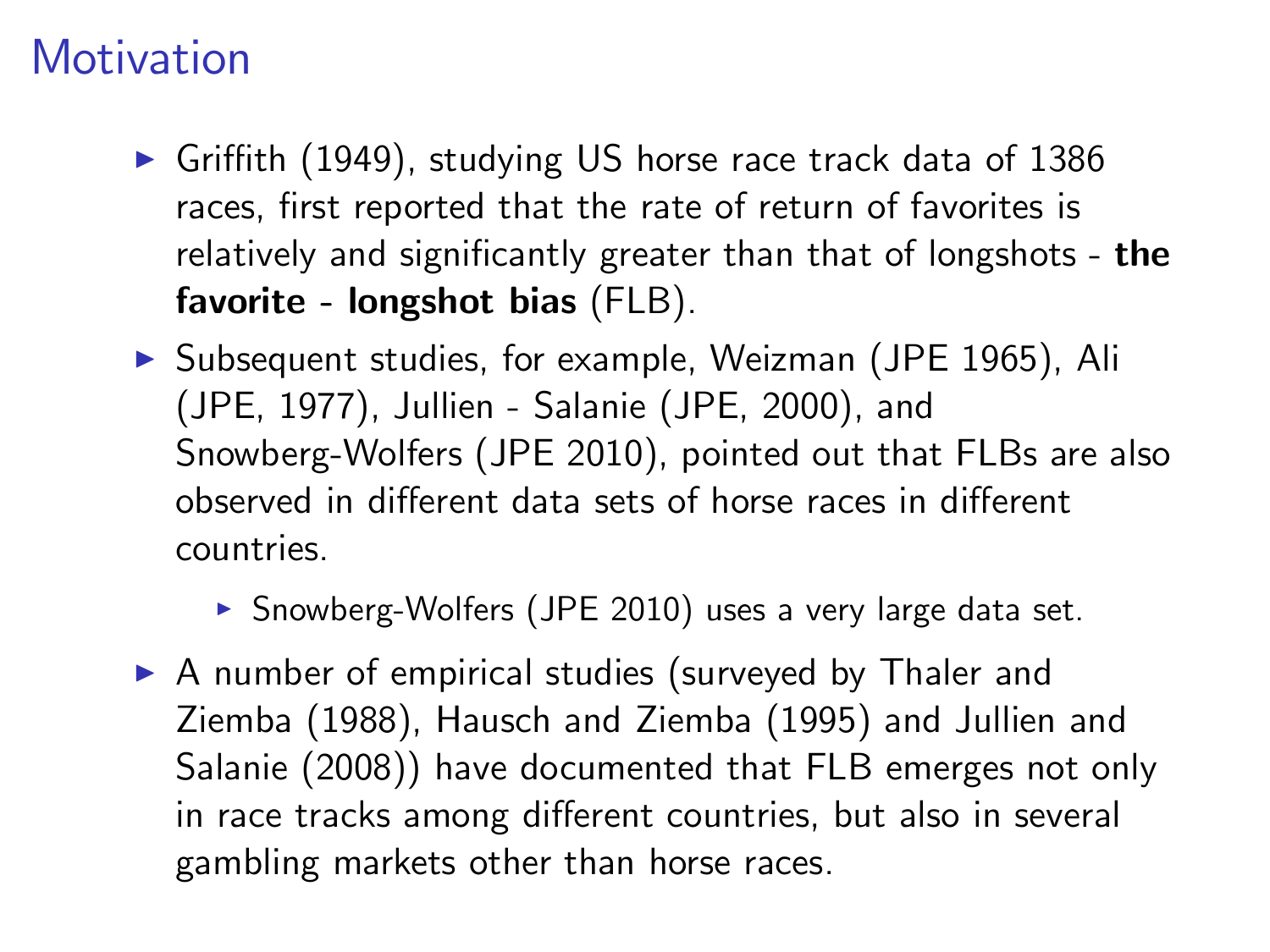# Motivation

- Griffith (1949), studying US horse race track data of 1386 races, first reported that the rate of return of favorites is relatively and significantly greater than that of longshots - **the favorite - longshot bias** (FLB).
- Subsequent studies, for example, Weizman (JPE 1965), Ali (JPE, 1977), Jullien - Salanie (JPE, 2000), and Snowberg-Wolfers (JPE 2010), pointed out that FLBs are also observed in different data sets of horse races in different countries.
  - Snowberg-Wolfers (JPE 2010) uses a very large data set.
- A number of empirical studies (surveyed by Thaler and Ziemba (1988), Hausch and Ziemba (1995) and Jullien and Salanie (2008)) have documented that FLB emerges not only in race tracks among different countries, but also in several gambling markets other than horse races.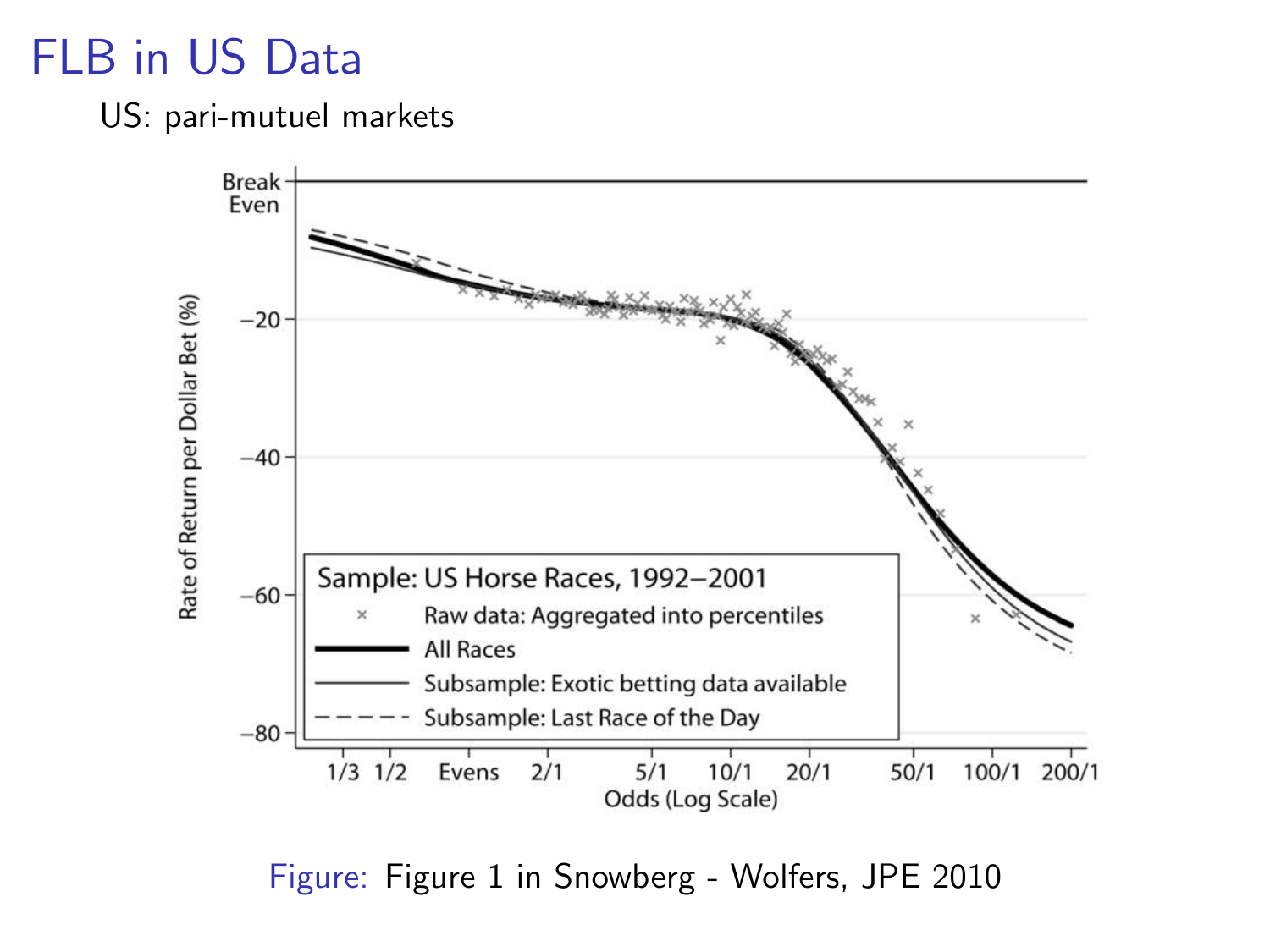# FLB in US Data

US: pari-mutuel markets

Figure: Figure 1 in Snowberg - Wolfers, JPE 2010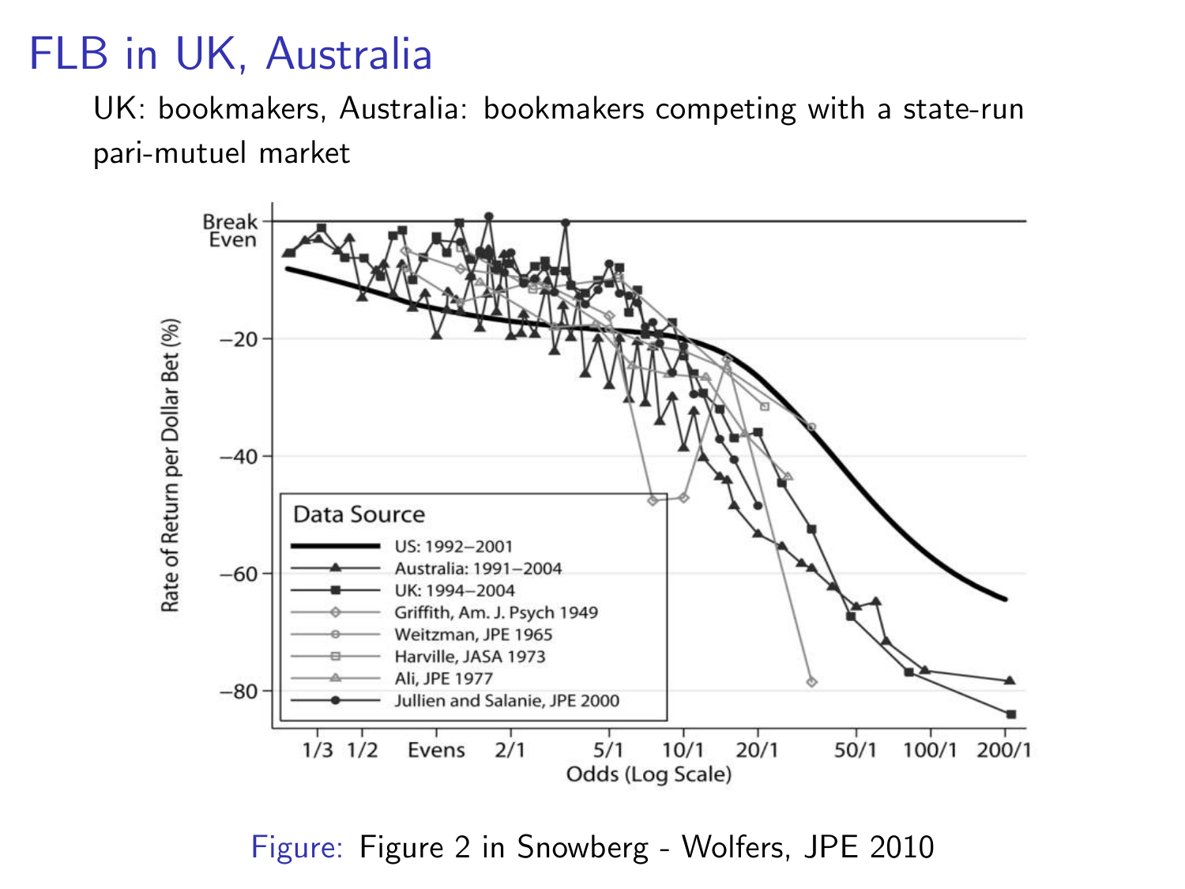# FLB in UK, Australia

UK: bookmakers, Australia: bookmakers competing with a state-run pari-mutuel market

Figure: Figure 2 in Snowberg - Wolfers, JPE 2010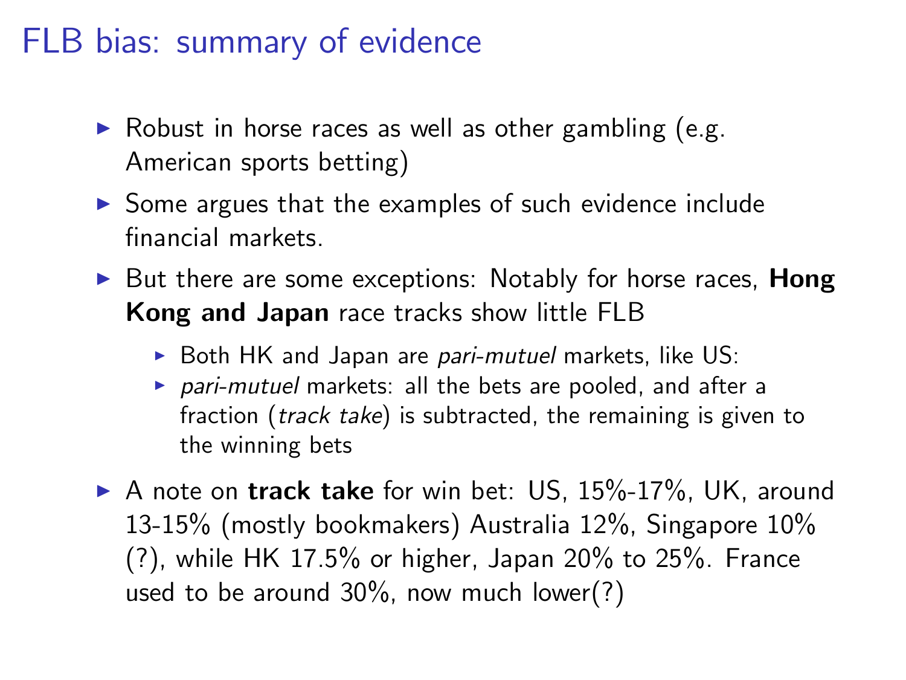# FLB bias: summary of evidence

- Robust in horse races as well as other gambling (e.g. American sports betting)
- Some argues that the examples of such evidence include financial markets.
- But there are some exceptions: Notably for horse races, **Hong Kong and Japan** race tracks show little FLB
  - Both HK and Japan are *pari-mutuel* markets, like US:
  - *pari-mutuel* markets: all the bets are pooled, and after a fraction (*track take*) is subtracted, the remaining is given to the winning bets
- A note on **track take** for win bet: US, 15%-17%, UK, around 13-15% (mostly bookmakers) Australia 12%, Singapore 10% (?), while HK 17.5% or higher, Japan 20% to 25%. France used to be around 30%, now much lower(?)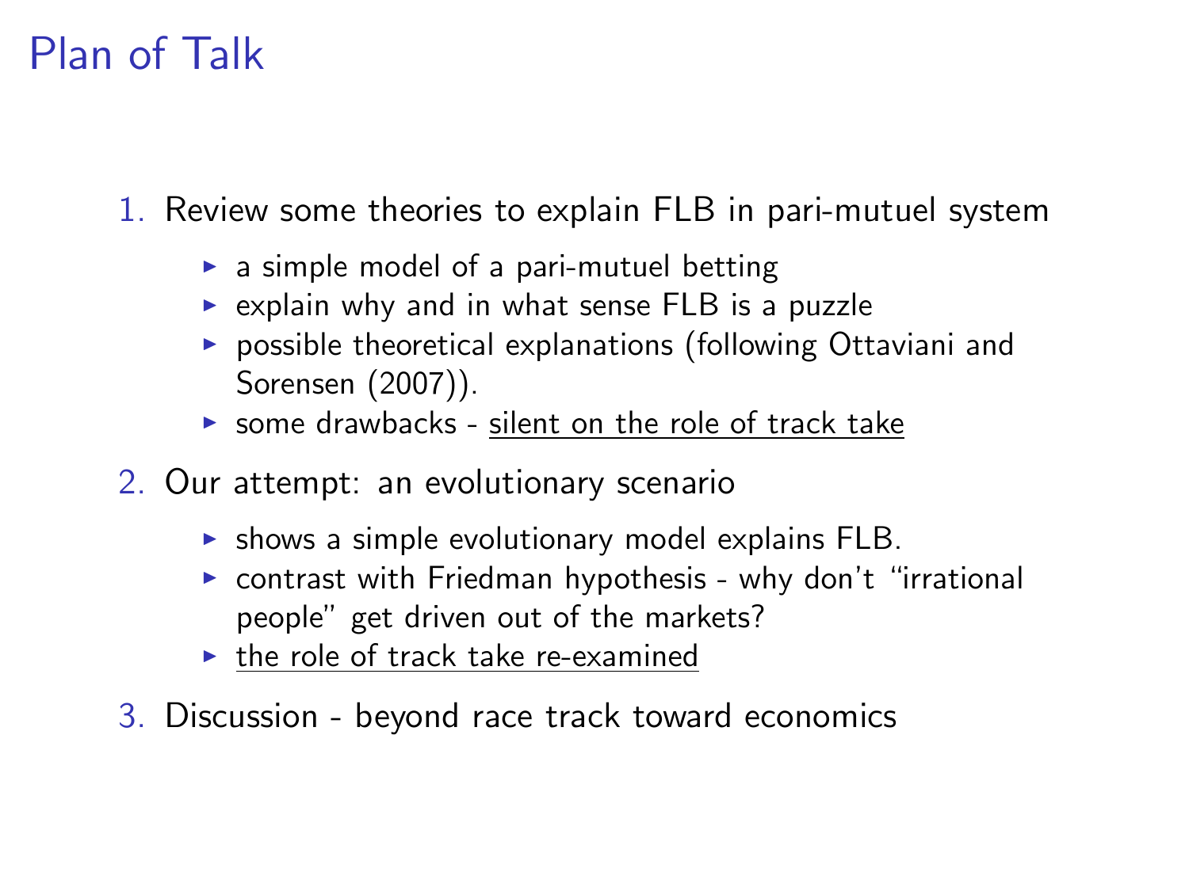# Plan of Talk

1. Review some theories to explain FLB in pari-mutuel system
   - a simple model of a pari-mutuel betting
   - explain why and in what sense FLB is a puzzle
   - possible theoretical explanations (following Ottaviani and Sorensen (2007)).
   - some drawbacks - <u>silent on the role of track take</u>
2. Our attempt: an evolutionary scenario
   - shows a simple evolutionary model explains FLB.
   - contrast with Friedman hypothesis - why don't "irrational people" get driven out of the markets?
   - <u>the role of track take re-examined</u>
3. Discussion - beyond race track toward economics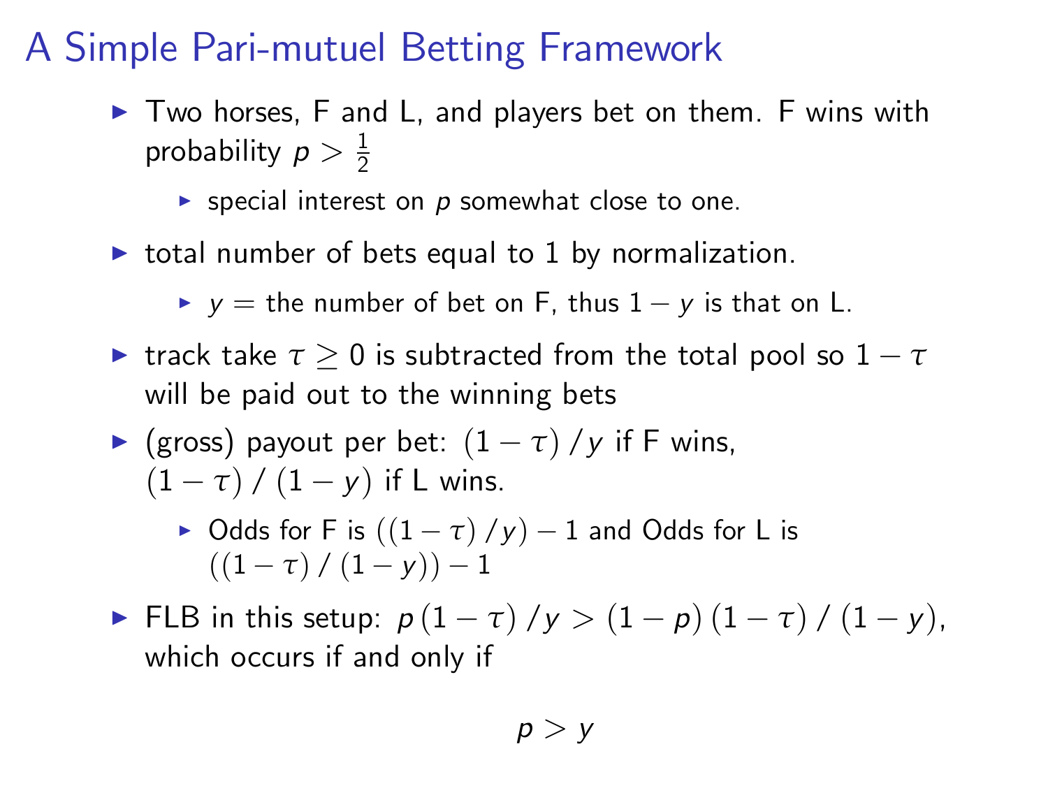# A Simple Pari-mutuel Betting Framework

- Two horses, F and L, and players bet on them. F wins with probability $p > \frac{1}{2}$
  - special interest on $p$ somewhat close to one.
- total number of bets equal to 1 by normalization.
  - $y =$ the number of bet on F, thus $1 - y$ is that on L.
- track take $\tau \geq 0$ is subtracted from the total pool so $1 - \tau$ will be paid out to the winning bets
- (gross) payout per bet: $(1 - \tau)/y$ if F wins, $(1 - \tau)/(1 - y)$ if L wins.
  - Odds for F is $((1 - \tau)/y) - 1$ and Odds for L is $((1 - \tau)/(1 - y)) - 1$
- FLB in this setup: $p(1 - \tau)/y > (1 - p)(1 - \tau)/(1 - y)$, which occurs if and only if

$$p > y$$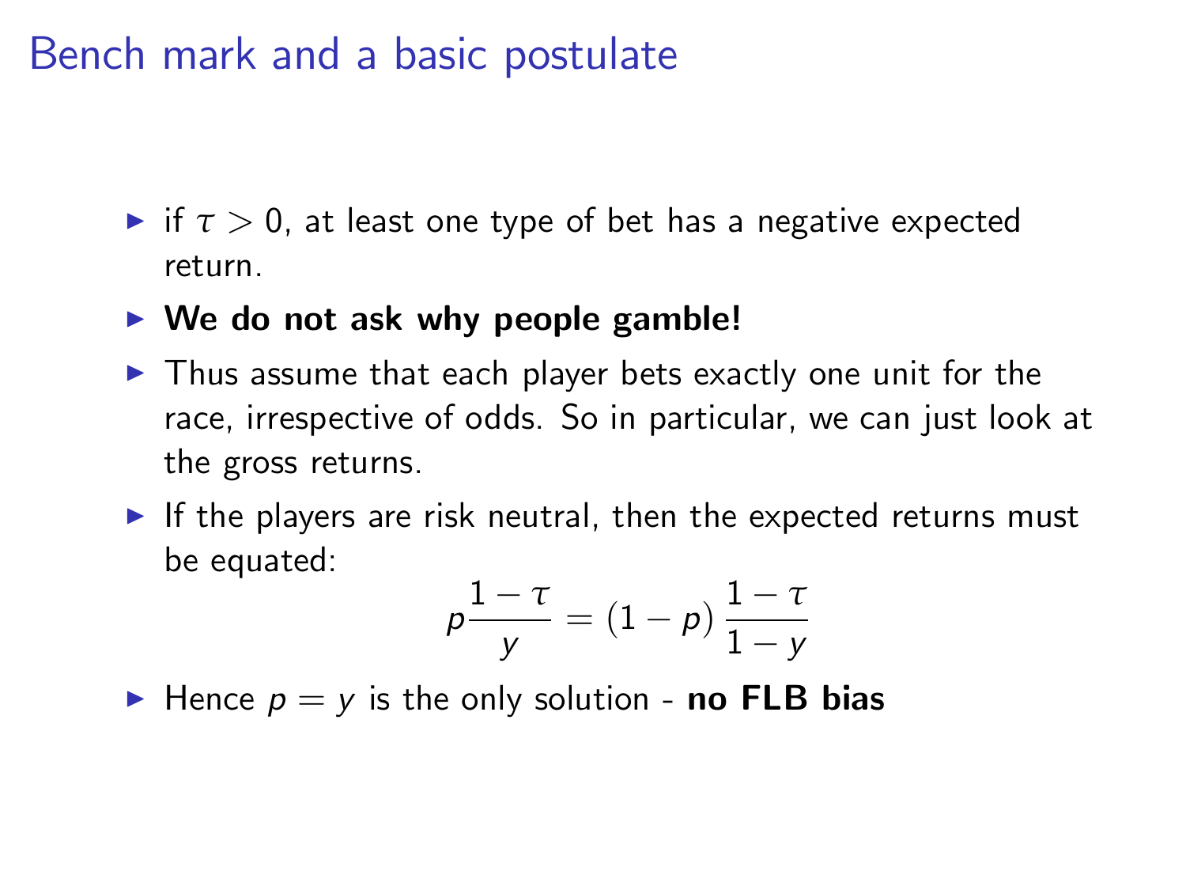# Bench mark and a basic postulate

- if $\tau > 0$, at least one type of bet has a negative expected return.
- **We do not ask why people gamble!**
- Thus assume that each player bets exactly one unit for the race, irrespective of odds. So in particular, we can just look at the gross returns.
- If the players are risk neutral, then the expected returns must be equated:

$$p\frac{1-\tau}{y} = (1-p)\,\frac{1-\tau}{1-y}$$

- Hence $p = y$ is the only solution - **no FLB bias**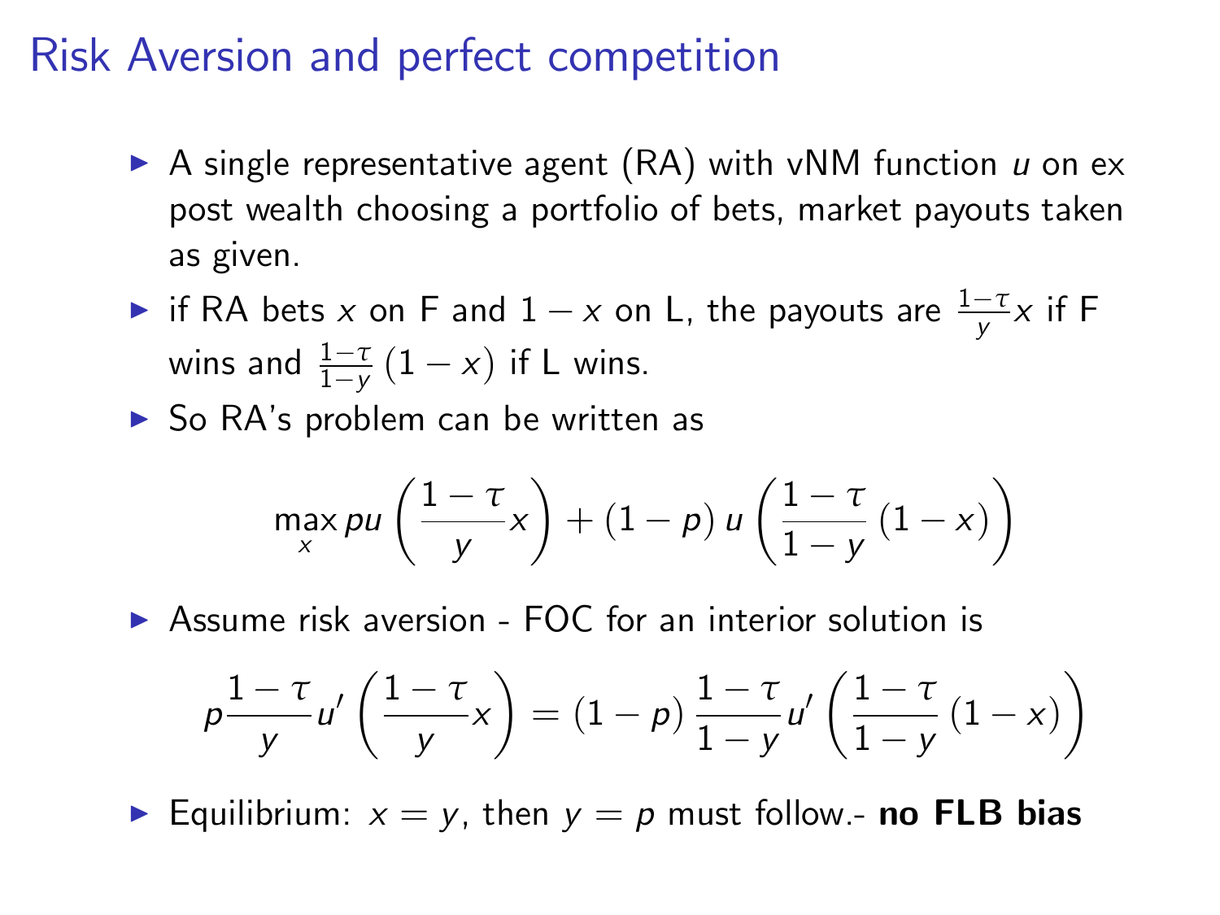# Risk Aversion and perfect competition

- A single representative agent (RA) with vNM function $u$ on ex post wealth choosing a portfolio of bets, market payouts taken as given.
- if RA bets $x$ on F and $1-x$ on L, the payouts are $\frac{1-\tau}{y}x$ if F wins and $\frac{1-\tau}{1-y}(1-x)$ if L wins.
- So RA's problem can be written as

$$\max_{x} pu\left(\frac{1-\tau}{y}x\right) + (1-p)\,u\left(\frac{1-\tau}{1-y}(1-x)\right)$$

- Assume risk aversion - FOC for an interior solution is

$$p\frac{1-\tau}{y}u'\left(\frac{1-\tau}{y}x\right) = (1-p)\,\frac{1-\tau}{1-y}u'\left(\frac{1-\tau}{1-y}(1-x)\right)$$

- Equilibrium: $x = y$, then $y = p$ must follow.- **no FLB bias**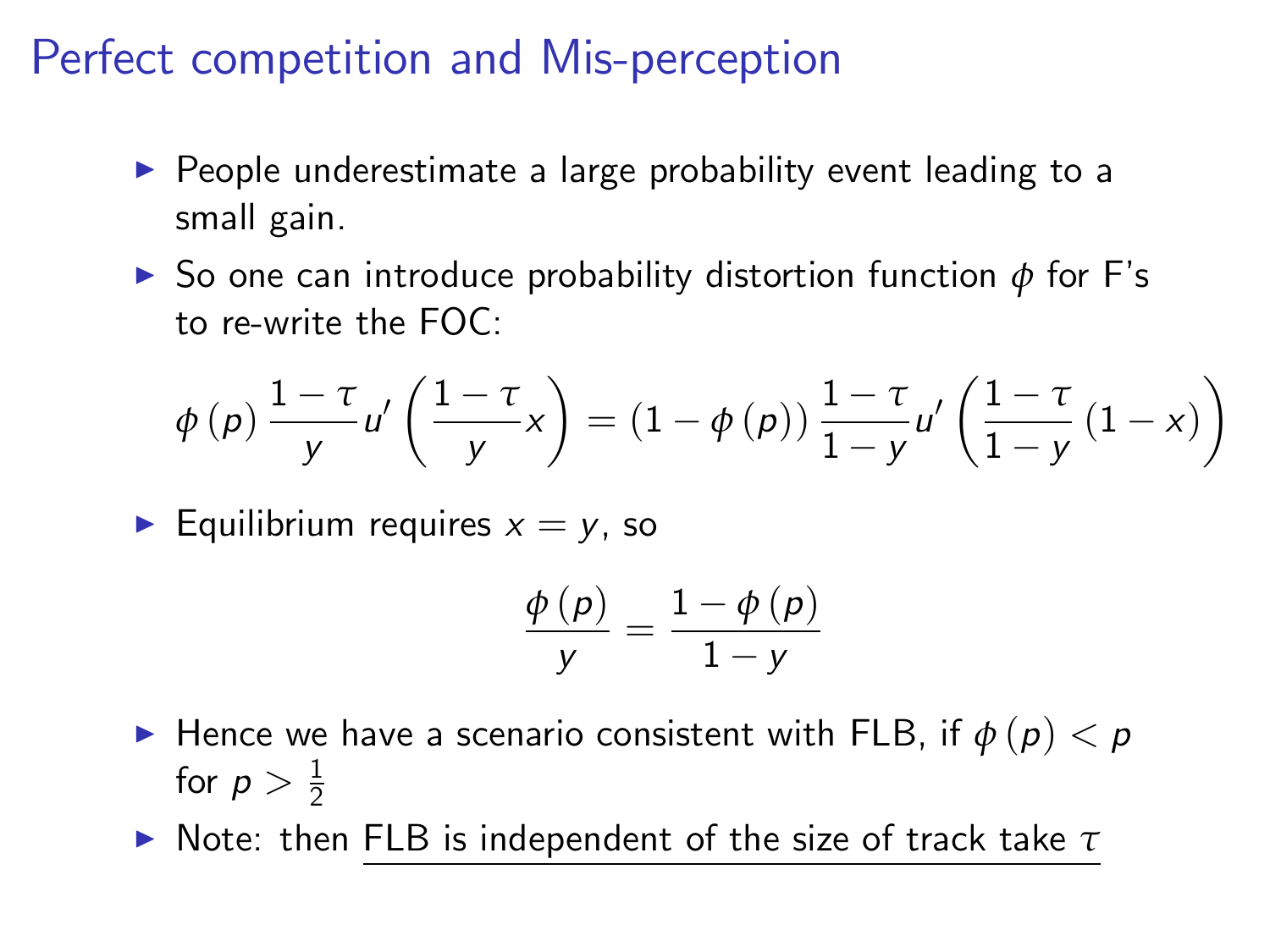# Perfect competition and Mis-perception

- People underestimate a large probability event leading to a small gain.
- So one can introduce probability distortion function $\phi$ for F's to re-write the FOC:

$$\phi(p)\frac{1-\tau}{y}u'\left(\frac{1-\tau}{y}x\right)=(1-\phi(p))\frac{1-\tau}{1-y}u'\left(\frac{1-\tau}{1-y}(1-x)\right)$$

- Equilibrium requires $x=y$, so

$$\frac{\phi(p)}{y}=\frac{1-\phi(p)}{1-y}$$

- Hence we have a scenario consistent with FLB, if $\phi(p)<p$ for $p>\frac{1}{2}$
- Note: then <u>FLB is independent of the size of track take $\tau$</u>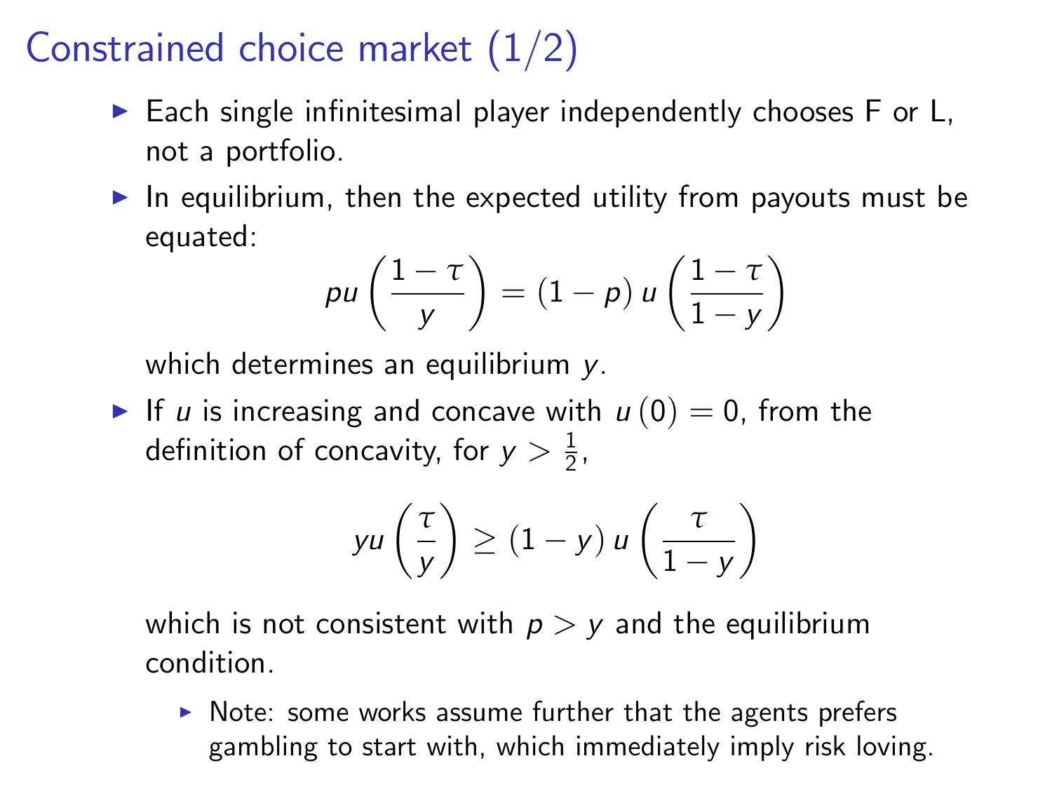# Constrained choice market (1/2)

- Each single infinitesimal player independently chooses F or L, not a portfolio.
- In equilibrium, then the expected utility from payouts must be equated:

$$p u\left(\frac{1-\tau}{y}\right) = (1-p)\, u\left(\frac{1-\tau}{1-y}\right)$$

  which determines an equilibrium $y$.
- If $u$ is increasing and concave with $u(0) = 0$, from the definition of concavity, for $y > \frac{1}{2}$,

$$y u\left(\frac{\tau}{y}\right) \geq (1-y)\, u\left(\frac{\tau}{1-y}\right)$$

  which is not consistent with $p > y$ and the equilibrium condition.
  - Note: some works assume further that the agents prefers gambling to start with, which immediately imply risk loving.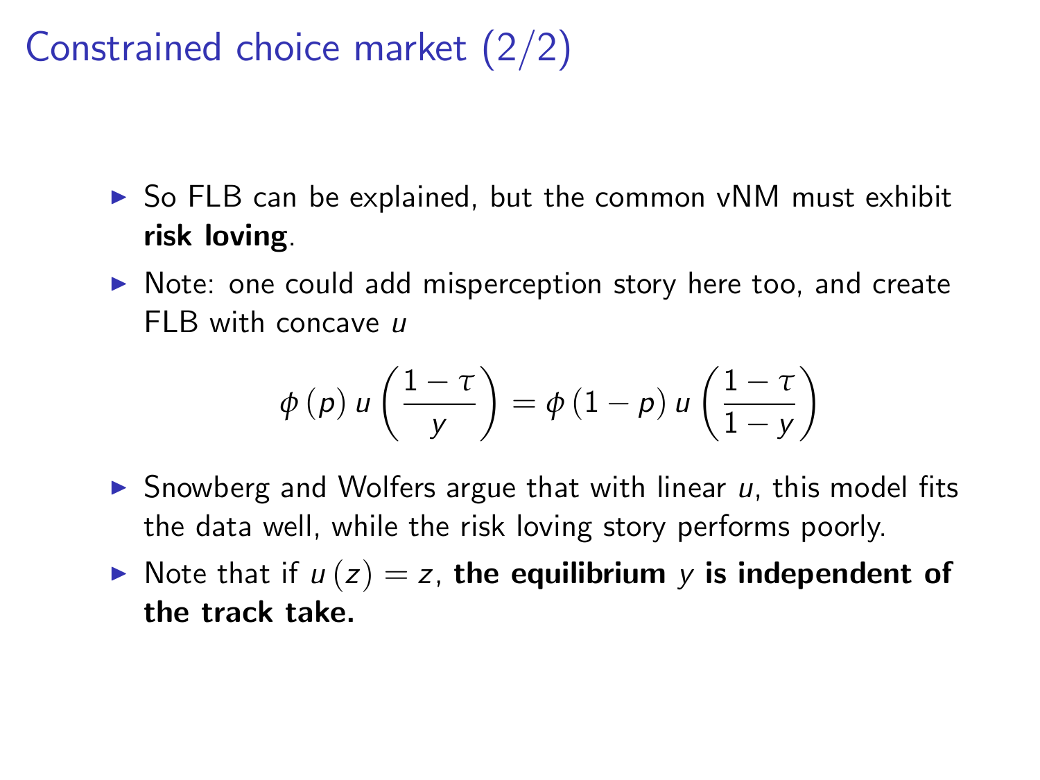# Constrained choice market (2/2)

- So FLB can be explained, but the common vNM must exhibit **risk loving**.
- Note: one could add misperception story here too, and create FLB with concave $u$

$$\phi(p)\, u\left(\frac{1-\tau}{y}\right) = \phi(1-p)\, u\left(\frac{1-\tau}{1-y}\right)$$

- Snowberg and Wolfers argue that with linear $u$, this model fits the data well, while the risk loving story performs poorly.
- Note that if $u(z) = z$, **the equilibrium $y$ is independent of the track take.**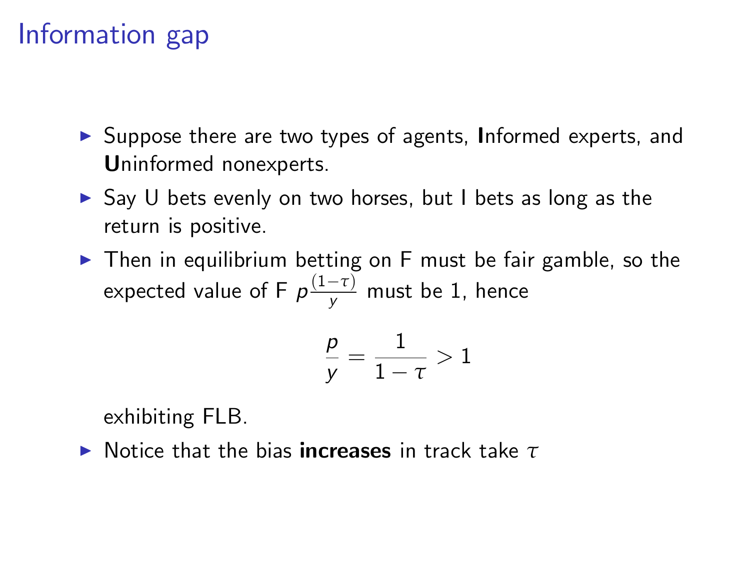# Information gap

- Suppose there are two types of agents, **I**nformed experts, and **U**ninformed nonexperts.
- Say U bets evenly on two horses, but I bets as long as the return is positive.
- Then in equilibrium betting on F must be fair gamble, so the expected value of F $p\frac{(1-\tau)}{y}$ must be 1, hence

$$\frac{p}{y} = \frac{1}{1-\tau} > 1$$

exhibiting FLB.

- Notice that the bias **increases** in track take $\tau$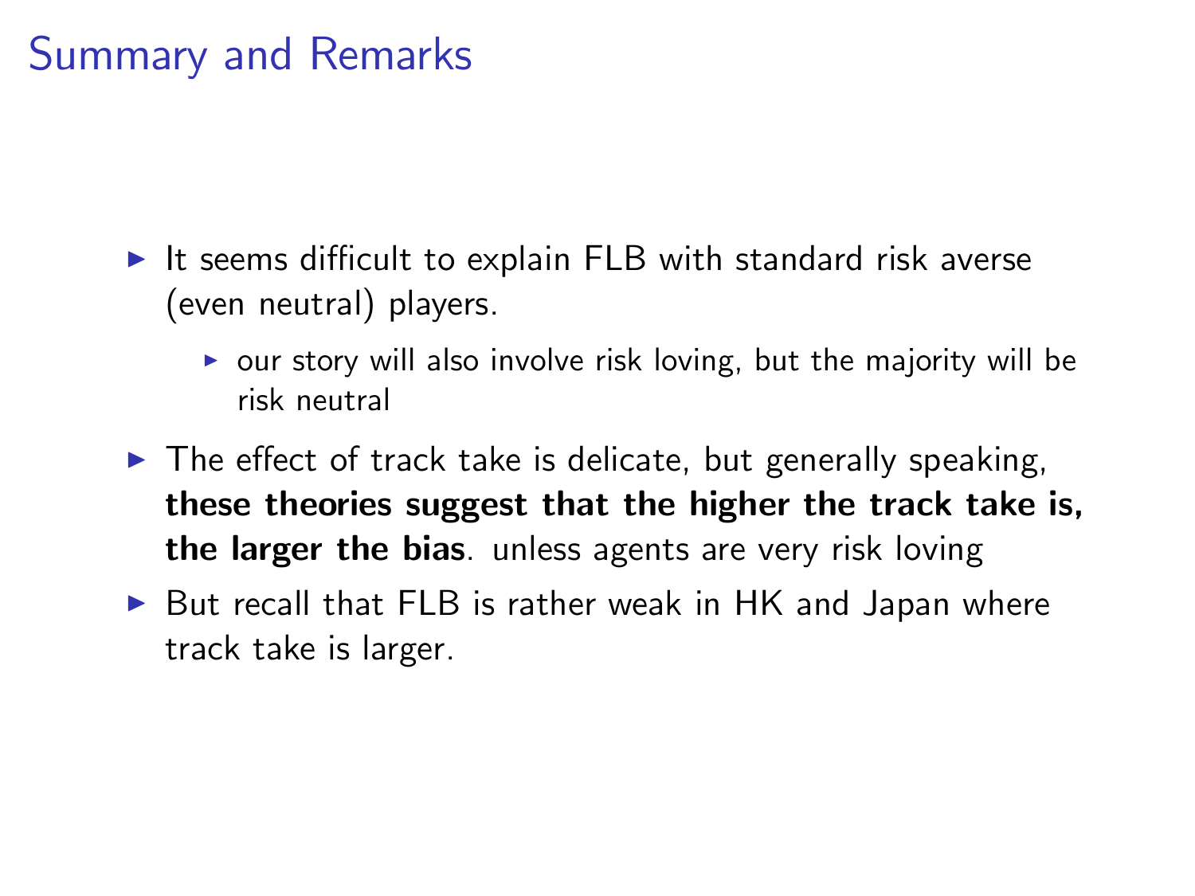# Summary and Remarks

- It seems difficult to explain FLB with standard risk averse (even neutral) players.
  - our story will also involve risk loving, but the majority will be risk neutral
- The effect of track take is delicate, but generally speaking, **these theories suggest that the higher the track take is, the larger the bias**. unless agents are very risk loving
- But recall that FLB is rather weak in HK and Japan where track take is larger.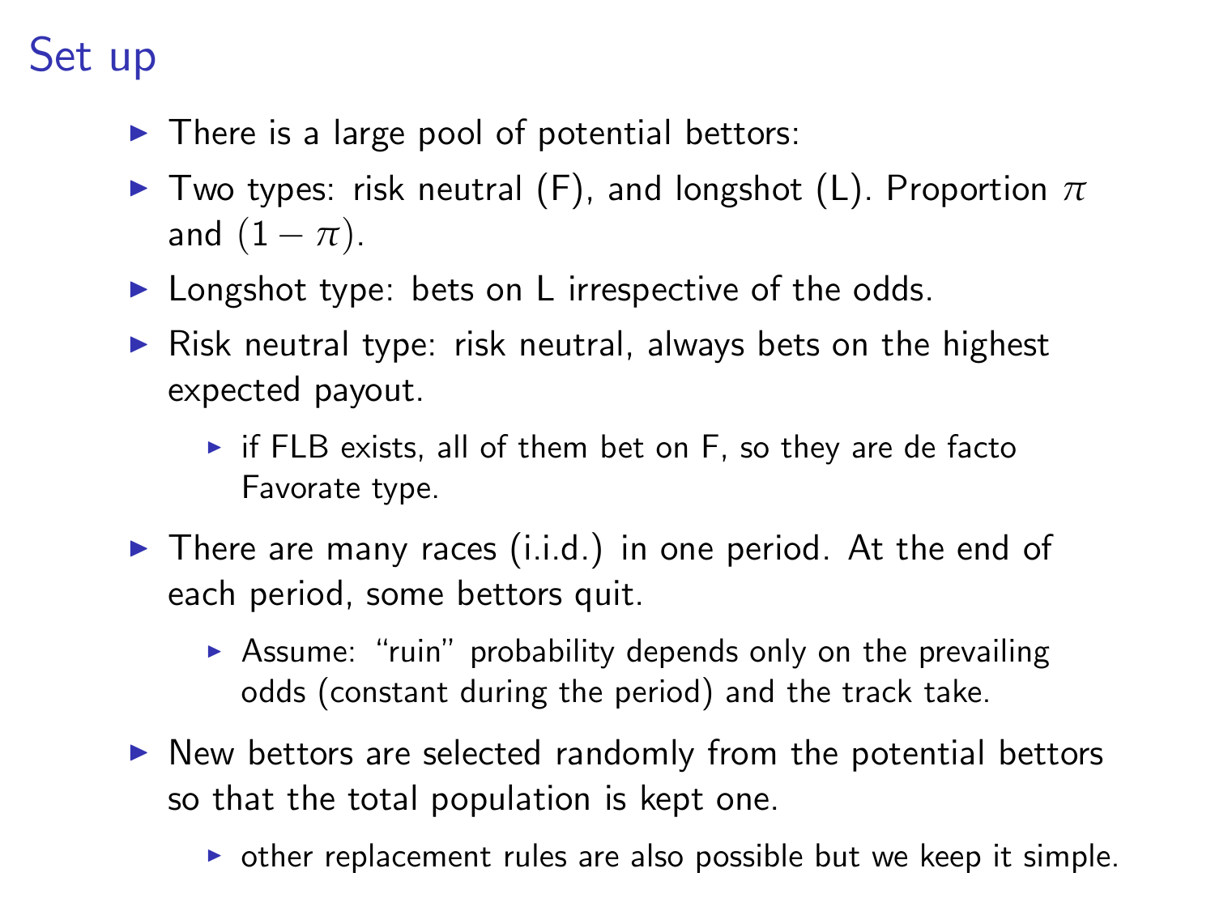# Set up

- There is a large pool of potential bettors:
- Two types: risk neutral (F), and longshot (L). Proportion $\pi$ and $(1-\pi)$.
- Longshot type: bets on L irrespective of the odds.
- Risk neutral type: risk neutral, always bets on the highest expected payout.
  - if FLB exists, all of them bet on F, so they are de facto Favorate type.
- There are many races (i.i.d.) in one period. At the end of each period, some bettors quit.
  - Assume: "ruin" probability depends only on the prevailing odds (constant during the period) and the track take.
- New bettors are selected randomly from the potential bettors so that the total population is kept one.
  - other replacement rules are also possible but we keep it simple.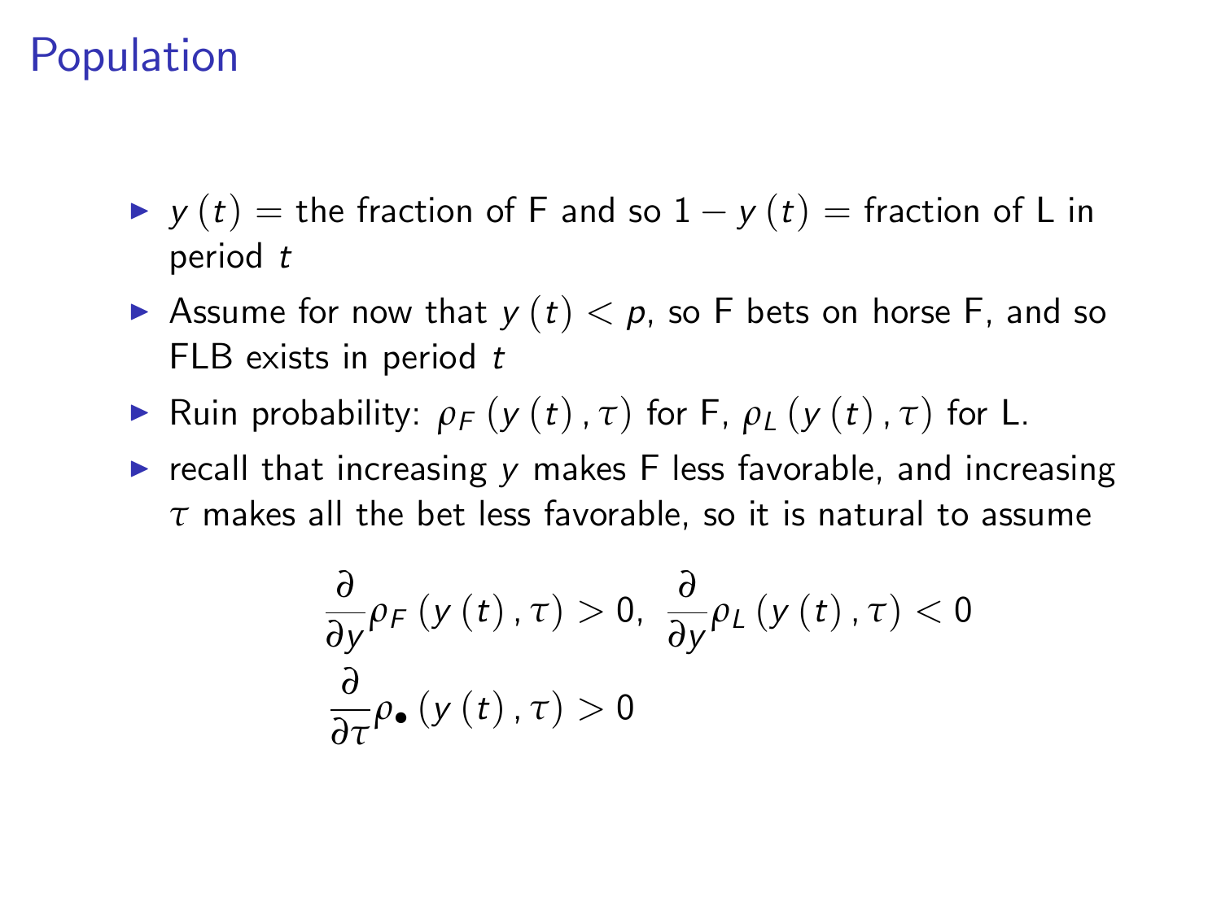# Population

- $y(t)$ = the fraction of F and so $1 - y(t)$ = fraction of L in period $t$
- Assume for now that $y(t) < p$, so F bets on horse F, and so FLB exists in period $t$
- Ruin probability: $\rho_F(y(t), \tau)$ for F, $\rho_L(y(t), \tau)$ for L.
- recall that increasing $y$ makes F less favorable, and increasing $\tau$ makes all the bet less favorable, so it is natural to assume

$$\frac{\partial}{\partial y}\rho_F(y(t), \tau) > 0, \ \frac{\partial}{\partial y}\rho_L(y(t), \tau) < 0$$
$$\frac{\partial}{\partial \tau}\rho_\bullet(y(t), \tau) > 0$$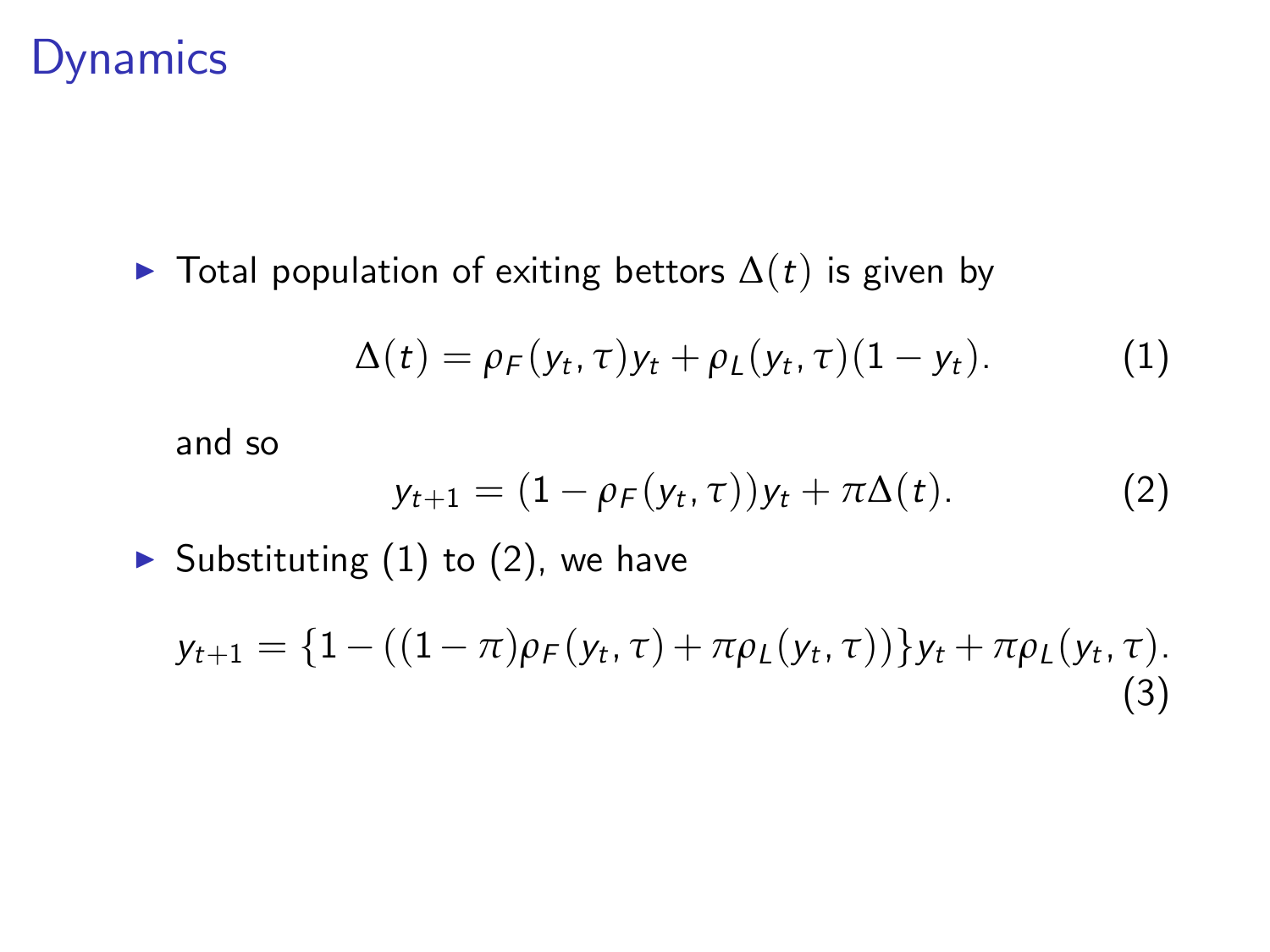# Dynamics

- Total population of exiting bettors $\Delta(t)$ is given by

$$\Delta(t) = \rho_F(y_t, \tau)y_t + \rho_L(y_t, \tau)(1 - y_t). \tag{1}$$

  and so

$$y_{t+1} = (1 - \rho_F(y_t, \tau))y_t + \pi\Delta(t). \tag{2}$$

- Substituting (1) to (2), we have

$$y_{t+1} = \{1 - ((1 - \pi)\rho_F(y_t, \tau) + \pi\rho_L(y_t, \tau))\}y_t + \pi\rho_L(y_t, \tau). \tag{3}$$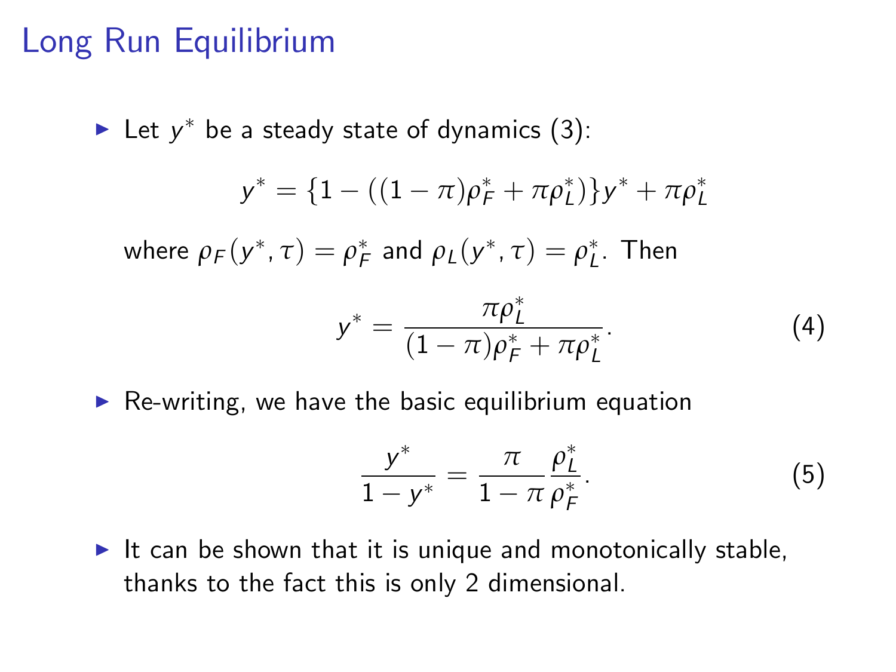# Long Run Equilibrium

- Let $y^*$ be a steady state of dynamics (3):

$$y^* = \{1 - ((1-\pi)\rho_F^* + \pi\rho_L^*)\}y^* + \pi\rho_L^*$$

where $\rho_F(y^*, \tau) = \rho_F^*$ and $\rho_L(y^*, \tau) = \rho_L^*$. Then

$$y^* = \frac{\pi\rho_L^*}{(1-\pi)\rho_F^* + \pi\rho_L^*}. \tag{4}$$

- Re-writing, we have the basic equilibrium equation

$$\frac{y^*}{1-y^*} = \frac{\pi}{1-\pi}\frac{\rho_L^*}{\rho_F^*}. \tag{5}$$

- It can be shown that it is unique and monotonically stable, thanks to the fact this is only 2 dimensional.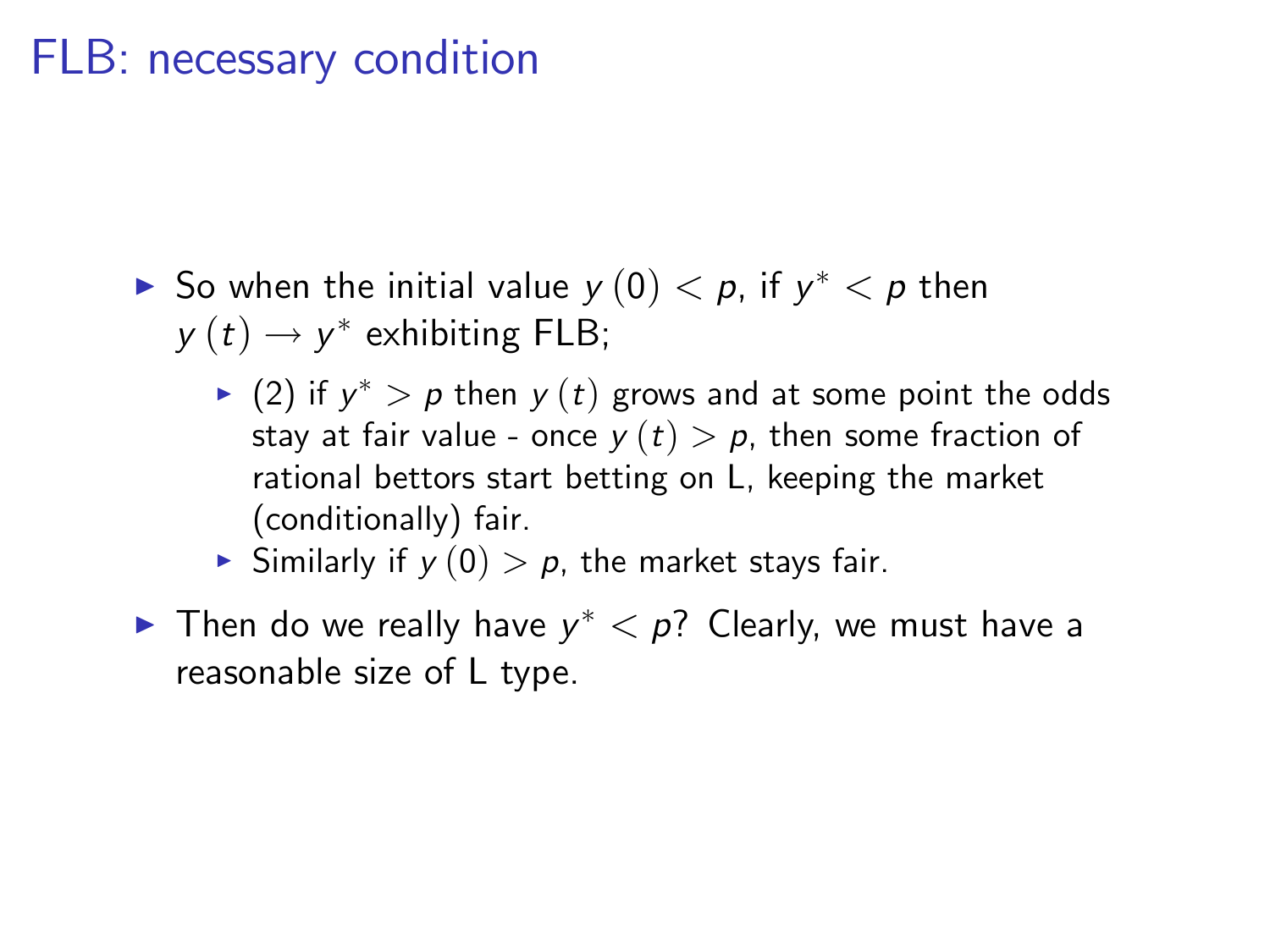# FLB: necessary condition

- So when the initial value $y(0) < p$, if $y^* < p$ then $y(t) \rightarrow y^*$ exhibiting FLB;
  - (2) if $y^* > p$ then $y(t)$ grows and at some point the odds stay at fair value - once $y(t) > p$, then some fraction of rational bettors start betting on L, keeping the market (conditionally) fair.
  - Similarly if $y(0) > p$, the market stays fair.
- Then do we really have $y^* < p$? Clearly, we must have a reasonable size of L type.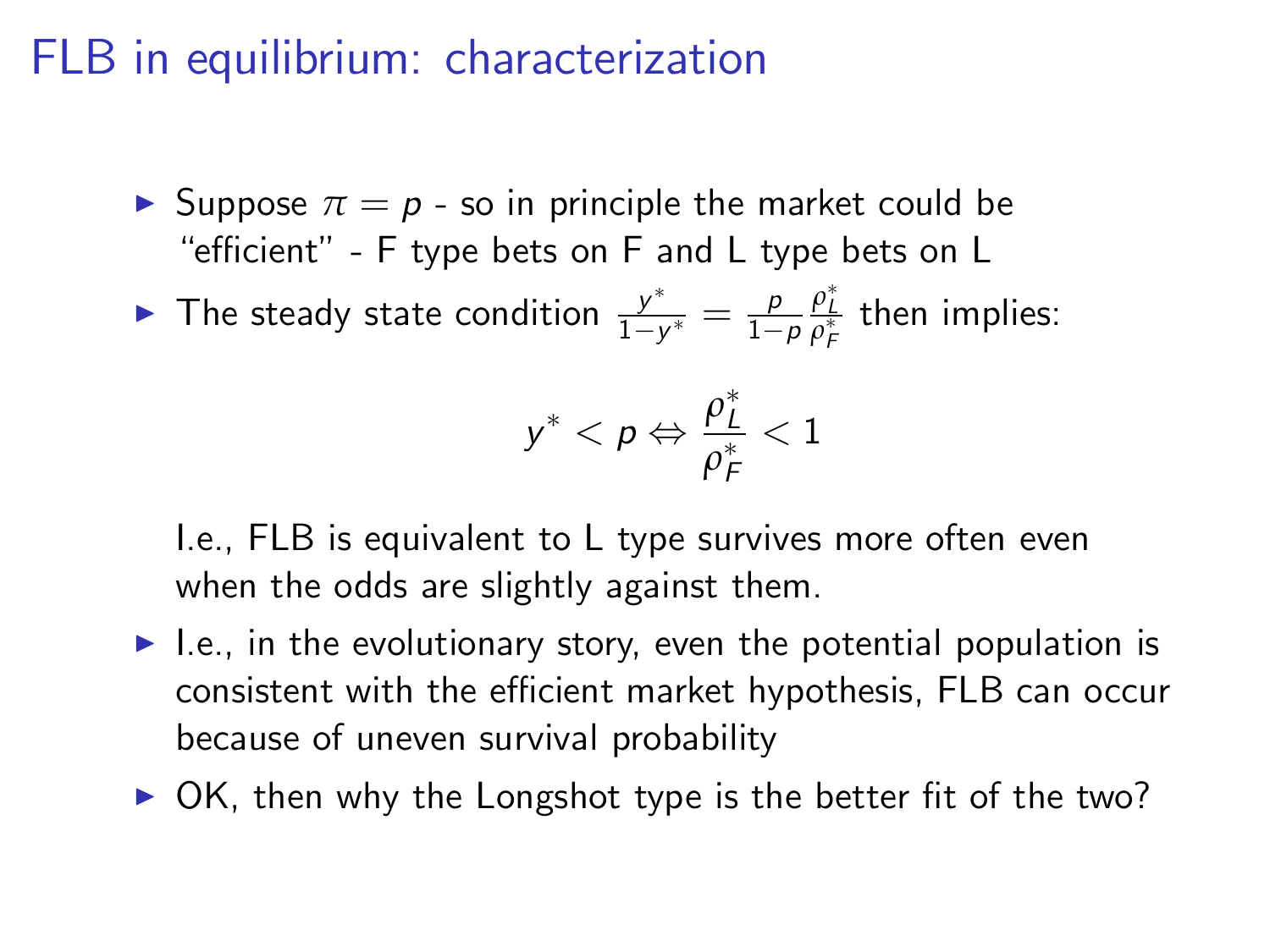# FLB in equilibrium: characterization

- Suppose $\pi = p$ - so in principle the market could be "efficient" - F type bets on F and L type bets on L
- The steady state condition $\frac{y^*}{1-y^*} = \frac{p}{1-p}\frac{\rho_L^*}{\rho_F^*}$ then implies:

$$y^* < p \Leftrightarrow \frac{\rho_L^*}{\rho_F^*} < 1$$

  I.e., FLB is equivalent to L type survives more often even when the odds are slightly against them.

- I.e., in the evolutionary story, even the potential population is consistent with the efficient market hypothesis, FLB can occur because of uneven survival probability
- OK, then why the Longshot type is the better fit of the two?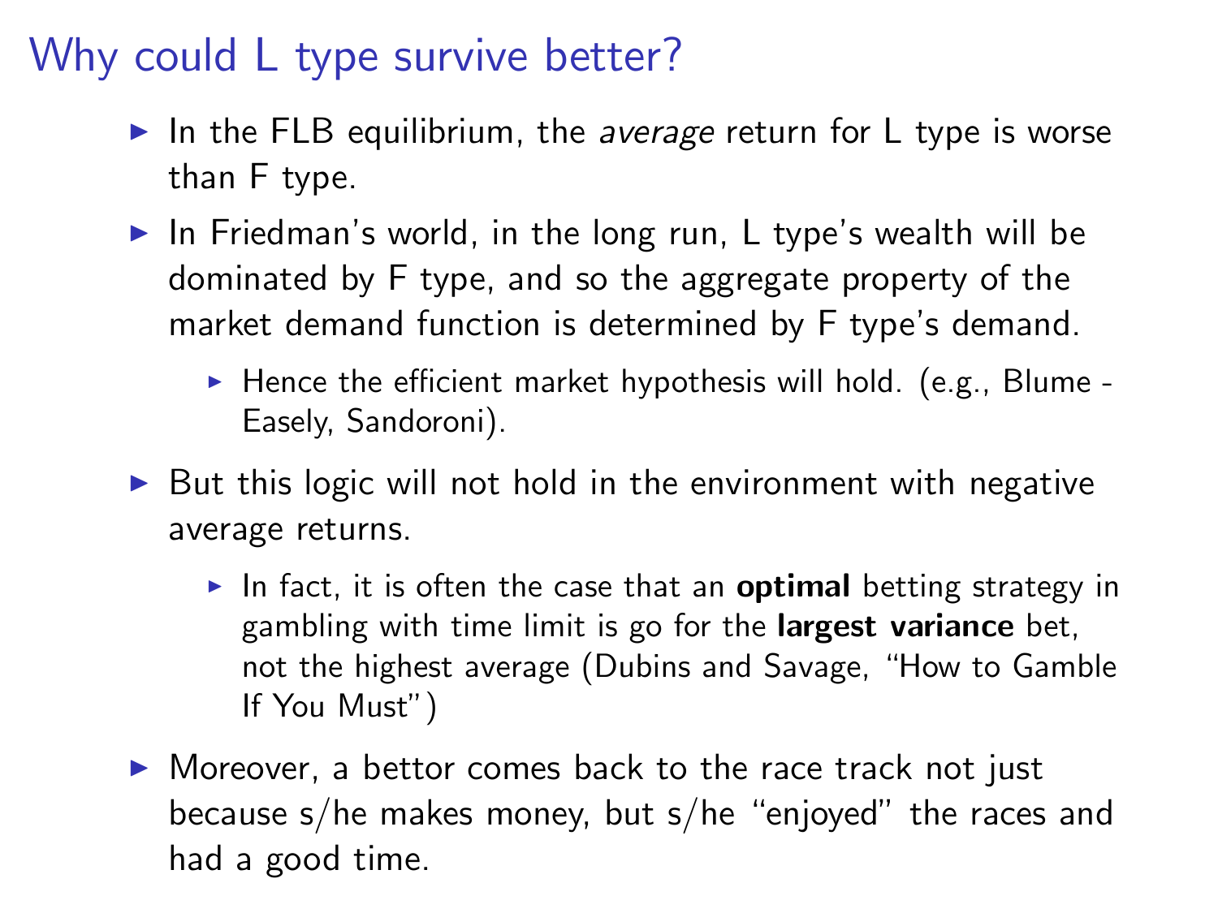# Why could L type survive better?

- In the FLB equilibrium, the *average* return for L type is worse than F type.
- In Friedman's world, in the long run, L type's wealth will be dominated by F type, and so the aggregate property of the market demand function is determined by F type's demand.
  - Hence the efficient market hypothesis will hold. (e.g., Blume - Easely, Sandoroni).
- But this logic will not hold in the environment with negative average returns.
  - In fact, it is often the case that an **optimal** betting strategy in gambling with time limit is go for the **largest variance** bet, not the highest average (Dubins and Savage, "How to Gamble If You Must")
- Moreover, a bettor comes back to the race track not just because s/he makes money, but s/he "enjoyed" the races and had a good time.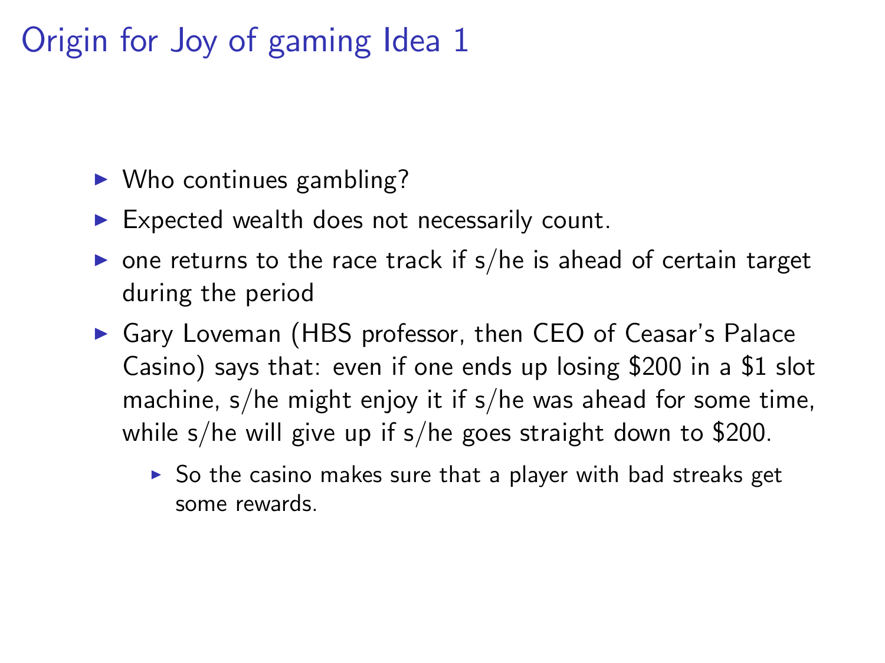# Origin for Joy of gaming Idea 1

- Who continues gambling?
- Expected wealth does not necessarily count.
- one returns to the race track if s/he is ahead of certain target during the period
- Gary Loveman (HBS professor, then CEO of Ceasar's Palace Casino) says that: even if one ends up losing \$200 in a \$1 slot machine, s/he might enjoy it if s/he was ahead for some time, while s/he will give up if s/he goes straight down to \$200.
  - So the casino makes sure that a player with bad streaks get some rewards.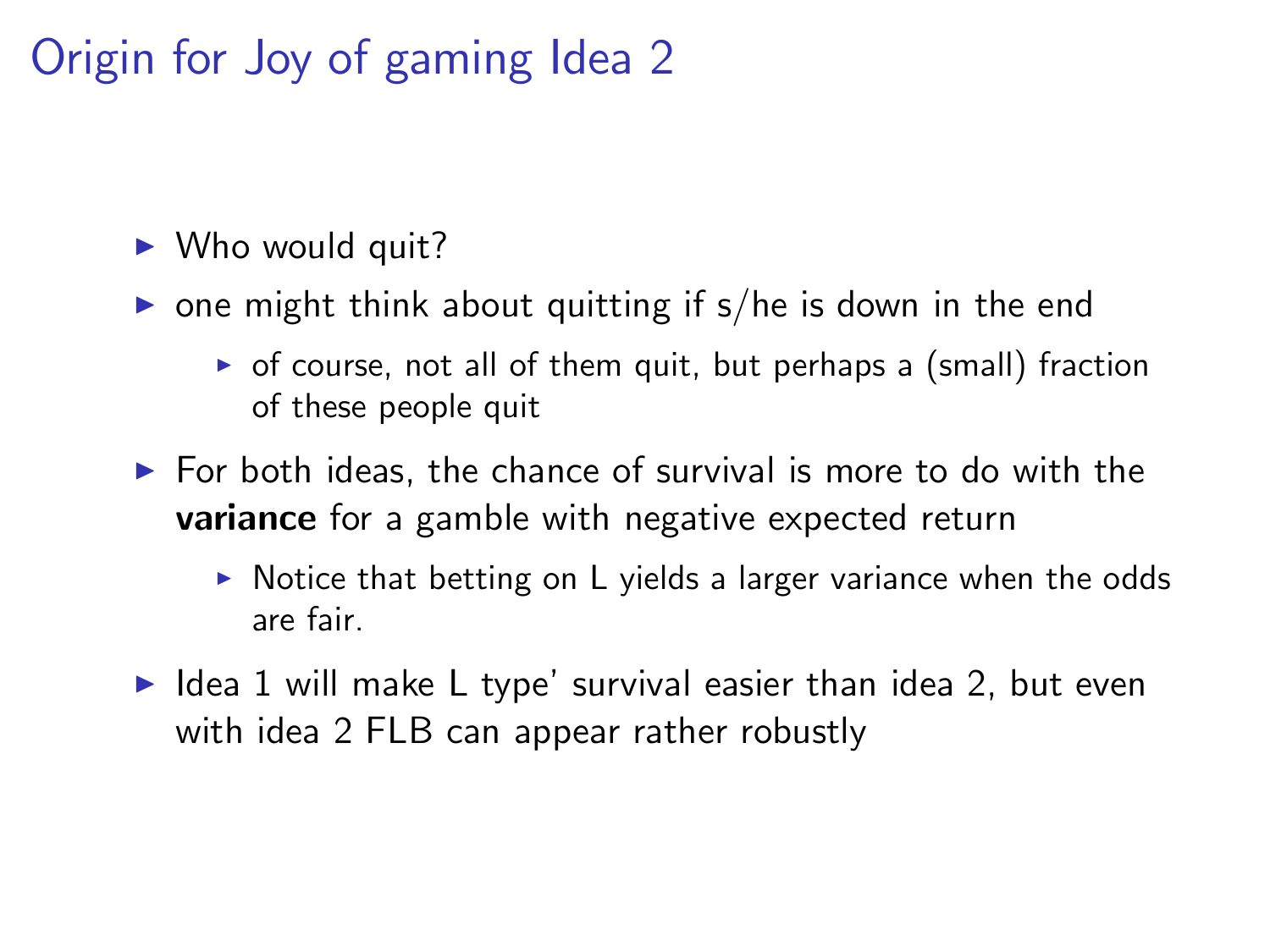# Origin for Joy of gaming Idea 2

- Who would quit?
- one might think about quitting if s/he is down in the end
  - of course, not all of them quit, but perhaps a (small) fraction of these people quit
- For both ideas, the chance of survival is more to do with the **variance** for a gamble with negative expected return
  - Notice that betting on L yields a larger variance when the odds are fair.
- Idea 1 will make L type' survival easier than idea 2, but even with idea 2 FLB can appear rather robustly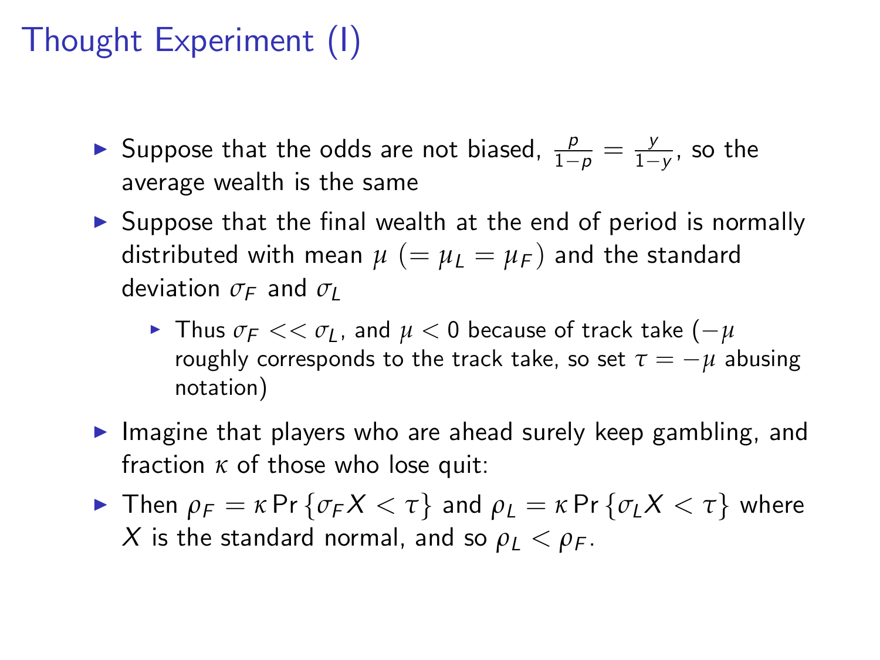# Thought Experiment (I)

- Suppose that the odds are not biased, $\frac{p}{1-p} = \frac{y}{1-y}$, so the average wealth is the same
- Suppose that the final wealth at the end of period is normally distributed with mean $\mu$ $(= \mu_L = \mu_F)$ and the standard deviation $\sigma_F$ and $\sigma_L$
  - Thus $\sigma_F << \sigma_L$, and $\mu < 0$ because of track take ($-\mu$ roughly corresponds to the track take, so set $\tau = -\mu$ abusing notation)
- Imagine that players who are ahead surely keep gambling, and fraction $\kappa$ of those who lose quit:
- Then $\rho_F = \kappa \Pr\{\sigma_F X < \tau\}$ and $\rho_L = \kappa \Pr\{\sigma_L X < \tau\}$ where $X$ is the standard normal, and so $\rho_L < \rho_F$.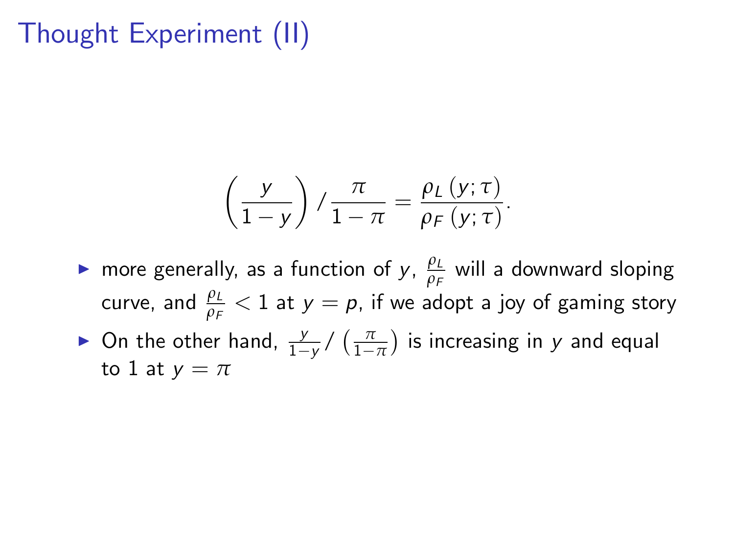# Thought Experiment (II)

$$\left(\frac{y}{1-y}\right) / \frac{\pi}{1-\pi} = \frac{\rho_L\left(y;\tau\right)}{\rho_F\left(y;\tau\right)}.$$

- more generally, as a function of $y$, $\frac{\rho_L}{\rho_F}$ will a downward sloping curve, and $\frac{\rho_L}{\rho_F} < 1$ at $y = p$, if we adopt a joy of gaming story
- On the other hand, $\frac{y}{1-y} / \left(\frac{\pi}{1-\pi}\right)$ is increasing in $y$ and equal to 1 at $y = \pi$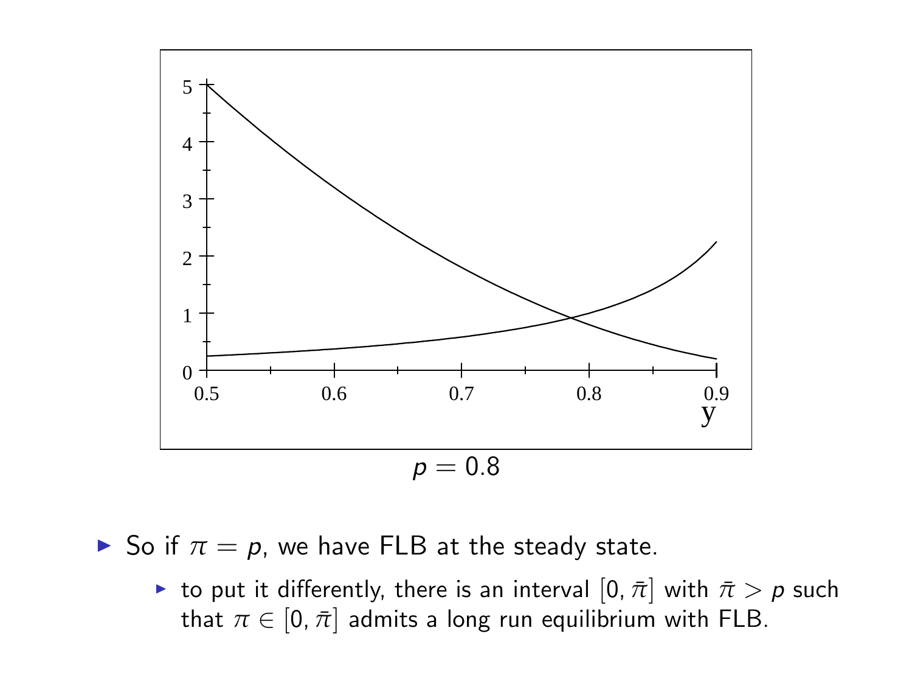$p = 0.8$

- So if $\pi = p$, we have FLB at the steady state.
  - to put it differently, there is an interval $[0, \bar{\pi}]$ with $\bar{\pi} > p$ such that $\pi \in [0, \bar{\pi}]$ admits a long run equilibrium with FLB.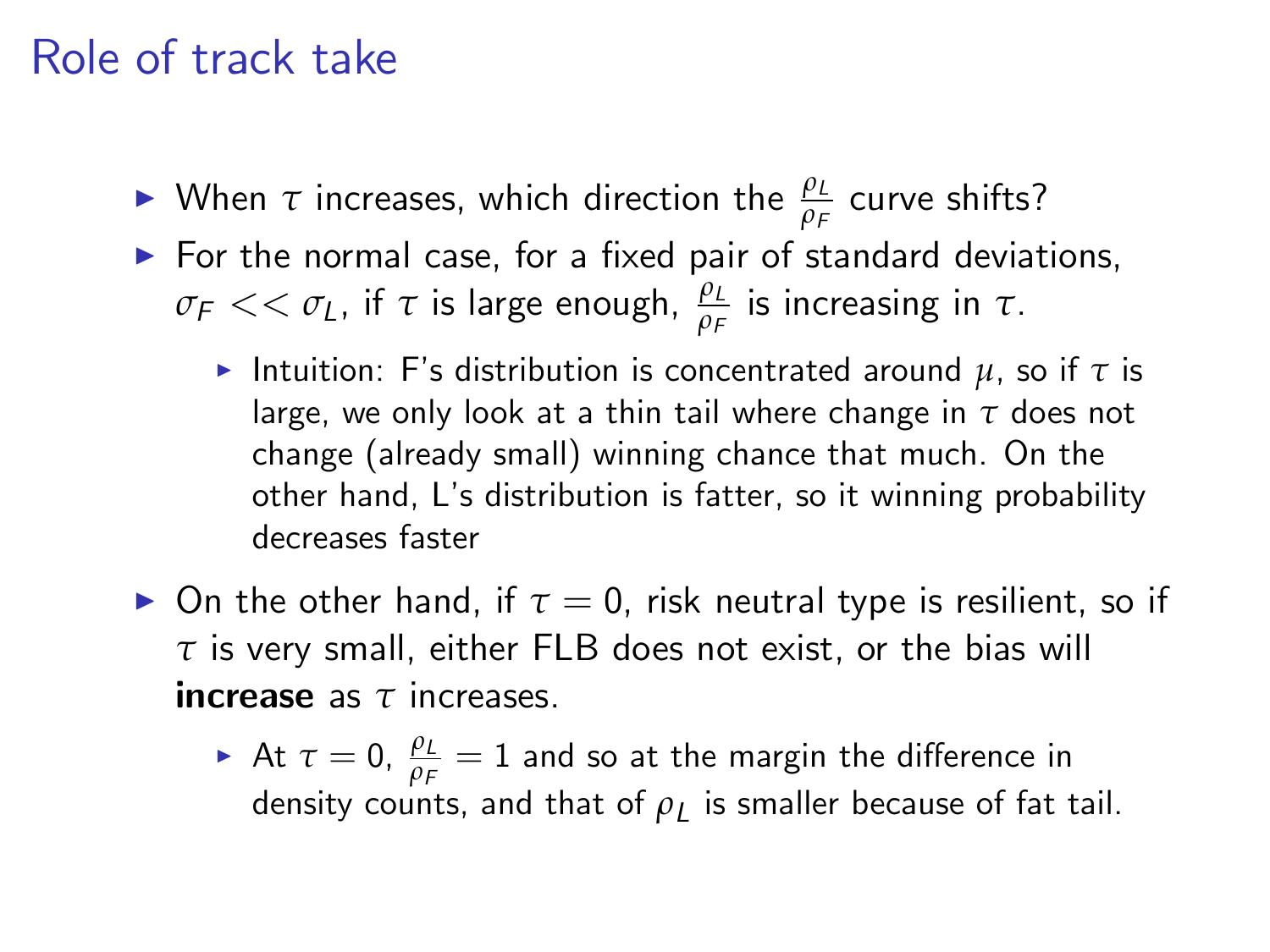# Role of track take

- When $\tau$ increases, which direction the $\frac{\rho_L}{\rho_F}$ curve shifts?
- For the normal case, for a fixed pair of standard deviations, $\sigma_F << \sigma_L$, if $\tau$ is large enough, $\frac{\rho_L}{\rho_F}$ is increasing in $\tau$.
  - Intuition: F's distribution is concentrated around $\mu$, so if $\tau$ is large, we only look at a thin tail where change in $\tau$ does not change (already small) winning chance that much. On the other hand, L's distribution is fatter, so it winning probability decreases faster
- On the other hand, if $\tau = 0$, risk neutral type is resilient, so if $\tau$ is very small, either FLB does not exist, or the bias will **increase** as $\tau$ increases.
  - At $\tau = 0$, $\frac{\rho_L}{\rho_F} = 1$ and so at the margin the difference in density counts, and that of $\rho_L$ is smaller because of fat tail.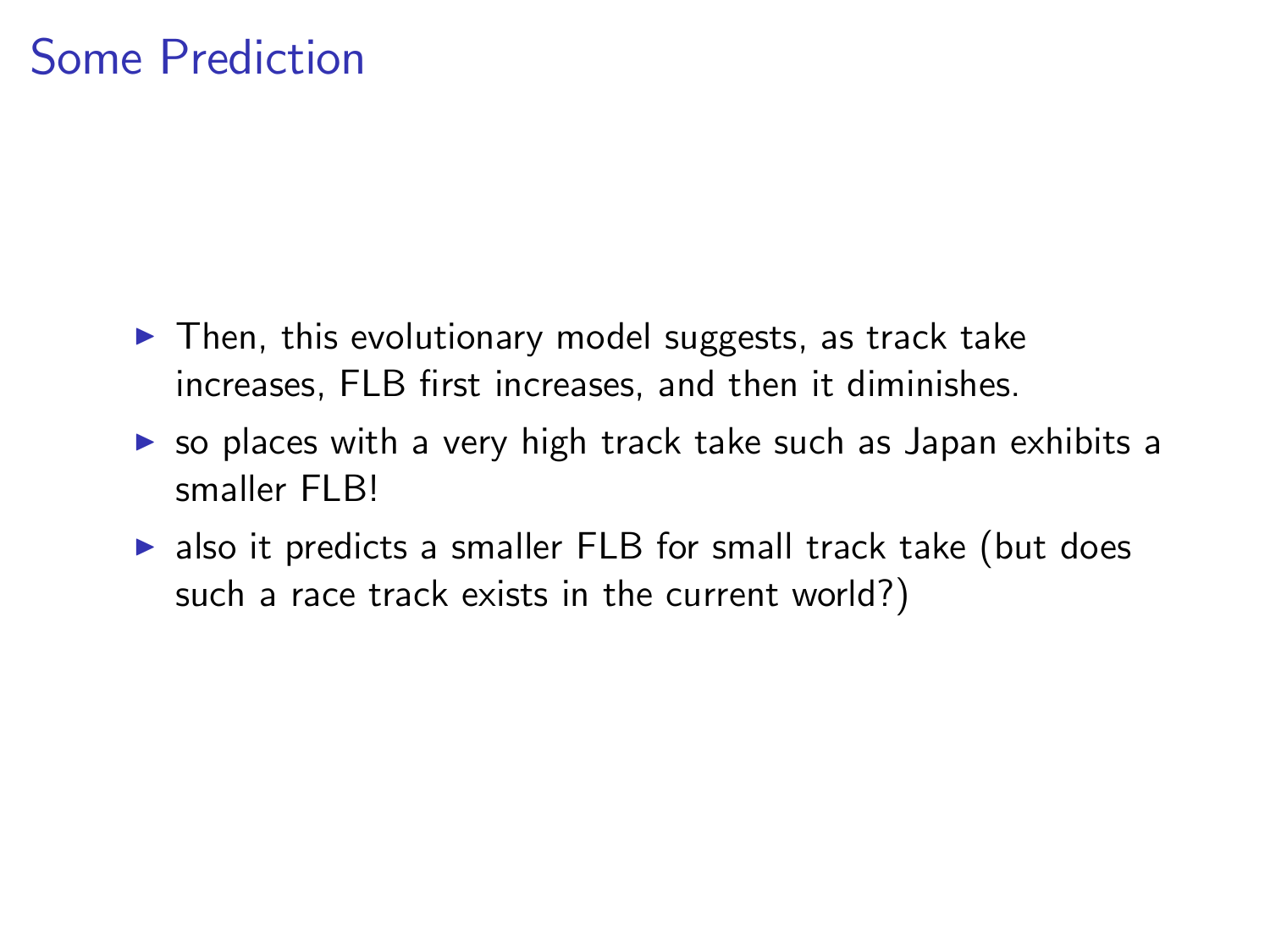# Some Prediction

- Then, this evolutionary model suggests, as track take increases, FLB first increases, and then it diminishes.
- so places with a very high track take such as Japan exhibits a smaller FLB!
- also it predicts a smaller FLB for small track take (but does such a race track exists in the current world?)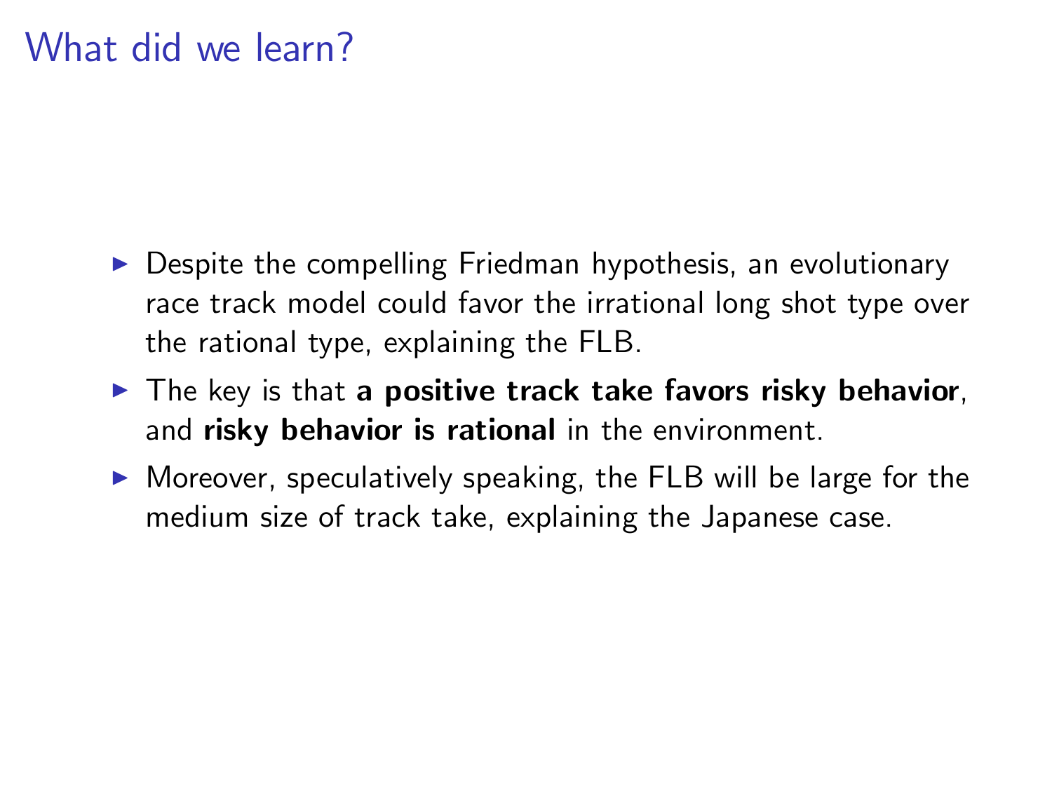# What did we learn?

- Despite the compelling Friedman hypothesis, an evolutionary race track model could favor the irrational long shot type over the rational type, explaining the FLB.
- The key is that **a positive track take favors risky behavior**, and **risky behavior is rational** in the environment.
- Moreover, speculatively speaking, the FLB will be large for the medium size of track take, explaining the Japanese case.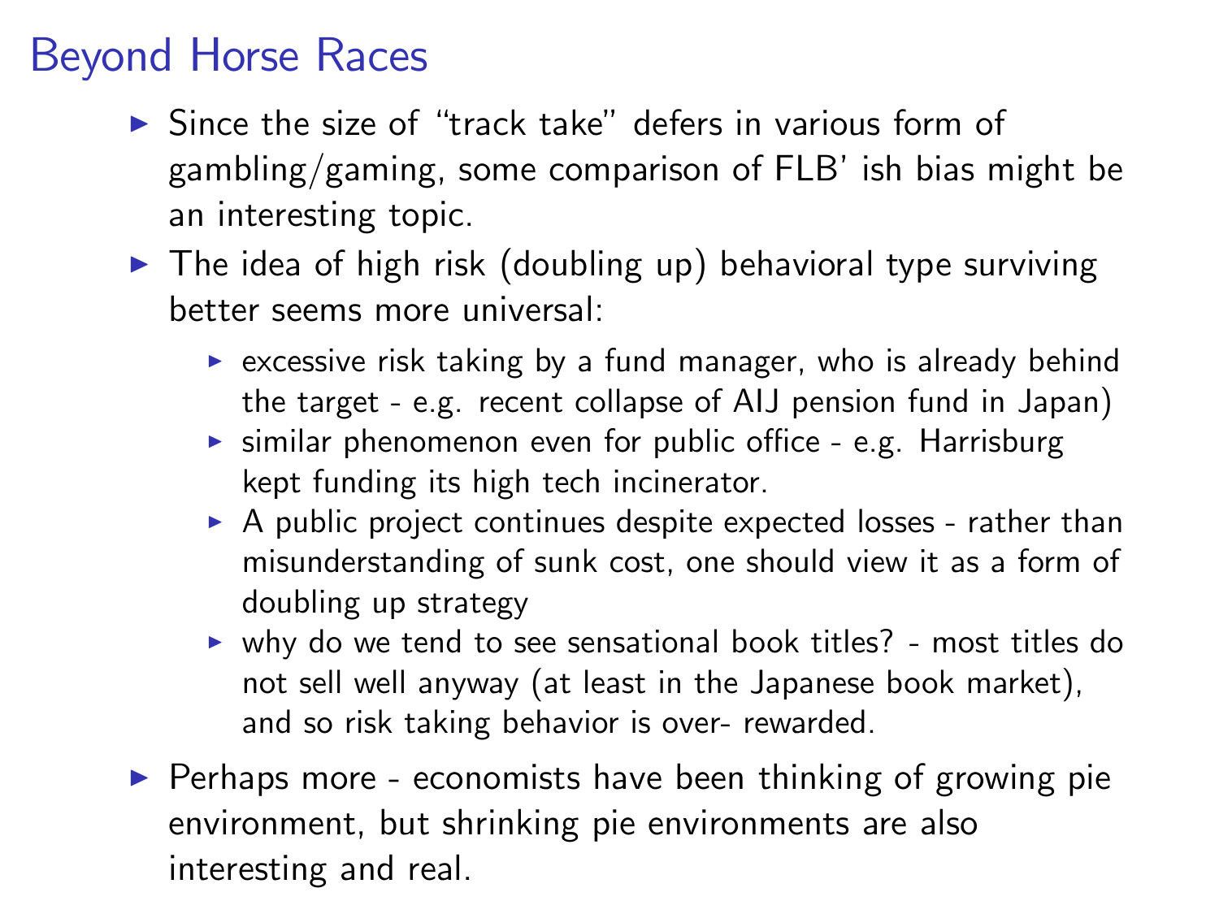# Beyond Horse Races

- Since the size of "track take" defers in various form of gambling/gaming, some comparison of FLB' ish bias might be an interesting topic.
- The idea of high risk (doubling up) behavioral type surviving better seems more universal:
  - excessive risk taking by a fund manager, who is already behind the target - e.g. recent collapse of AIJ pension fund in Japan)
  - similar phenomenon even for public office - e.g. Harrisburg kept funding its high tech incinerator.
  - A public project continues despite expected losses - rather than misunderstanding of sunk cost, one should view it as a form of doubling up strategy
  - why do we tend to see sensational book titles? - most titles do not sell well anyway (at least in the Japanese book market), and so risk taking behavior is over- rewarded.
- Perhaps more - economists have been thinking of growing pie environment, but shrinking pie environments are also interesting and real.